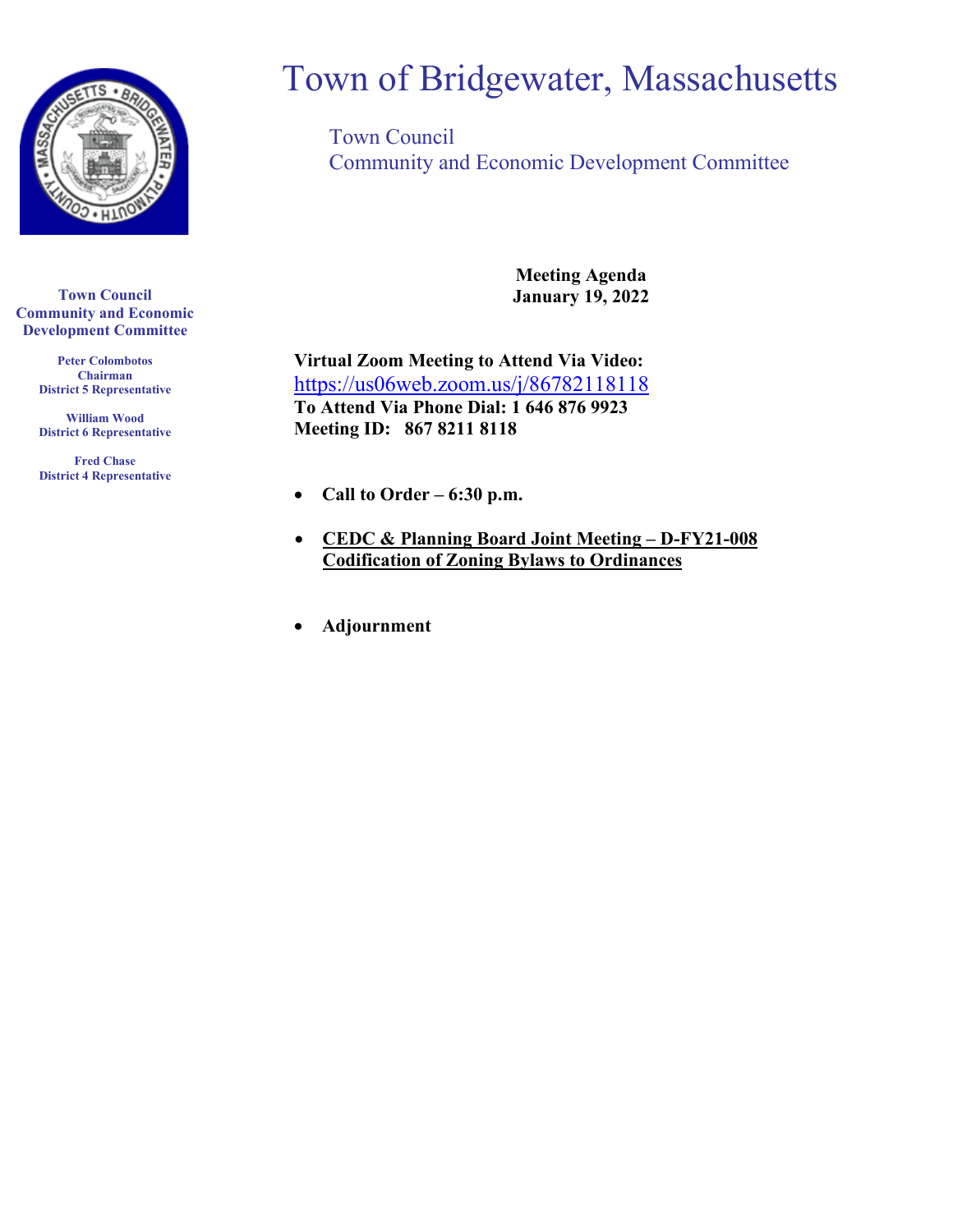# Town of Bridgewater, Massachusetts

## Town Council
## Community and Economic Development Committee

**Town Council**
**Community and Economic Development Committee**

**Peter Colombotos**
**Chairman**
**District 5 Representative**

**William Wood**
**District 6 Representative**

**Fred Chase**
**District 4 Representative**

**Meeting Agenda**
**January 19, 2022**

**Virtual Zoom Meeting to Attend Via Video:**
https://us06web.zoom.us/j/86782118118
**To Attend Via Phone Dial: 1 646 876 9923**
**Meeting ID: 867 8211 8118**

- **Call to Order – 6:30 p.m.**
- **CEDC & Planning Board Joint Meeting – D-FY21-008 Codification of Zoning Bylaws to Ordinances**
- **Adjournment**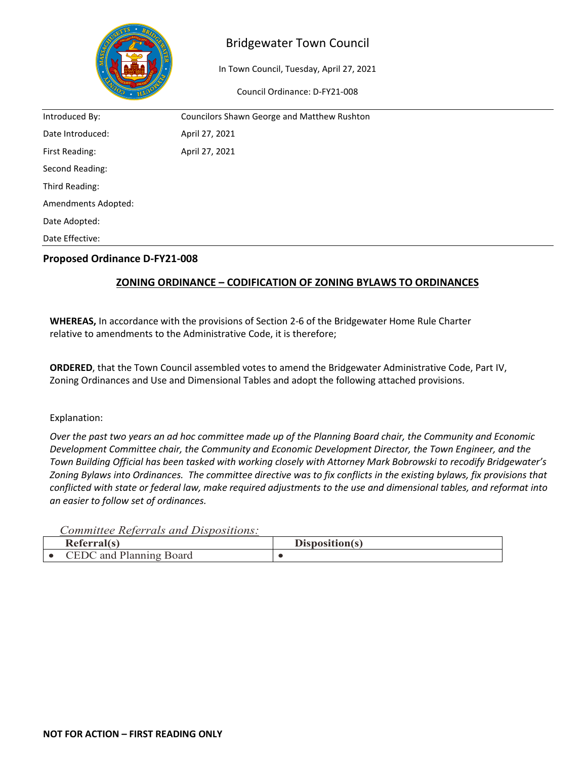Bridgewater Town Council

In Town Council, Tuesday, April 27, 2021

Council Ordinance: D-FY21-008

| | |
|---|---|
| Introduced By: | Councilors Shawn George and Matthew Rushton |
| Date Introduced: | April 27, 2021 |
| First Reading: | April 27, 2021 |
| Second Reading: | |
| Third Reading: | |
| Amendments Adopted: | |
| Date Adopted: | |
| Date Effective: | |

**Proposed Ordinance D-FY21-008**

## ZONING ORDINANCE – CODIFICATION OF ZONING BYLAWS TO ORDINANCES

**WHEREAS,** In accordance with the provisions of Section 2-6 of the Bridgewater Home Rule Charter relative to amendments to the Administrative Code, it is therefore;

**ORDERED**, that the Town Council assembled votes to amend the Bridgewater Administrative Code, Part IV, Zoning Ordinances and Use and Dimensional Tables and adopt the following attached provisions.

Explanation:

*Over the past two years an ad hoc committee made up of the Planning Board chair, the Community and Economic Development Committee chair, the Community and Economic Development Director, the Town Engineer, and the Town Building Official has been tasked with working closely with Attorney Mark Bobrowski to recodify Bridgewater's Zoning Bylaws into Ordinances. The committee directive was to fix conflicts in the existing bylaws, fix provisions that conflicted with state or federal law, make required adjustments to the use and dimensional tables, and reformat into an easier to follow set of ordinances.*

*Committee Referrals and Dispositions:*

| Referral(s) | Disposition(s) |
|---|---|
| • CEDC and Planning Board | • |

**NOT FOR ACTION – FIRST READING ONLY**